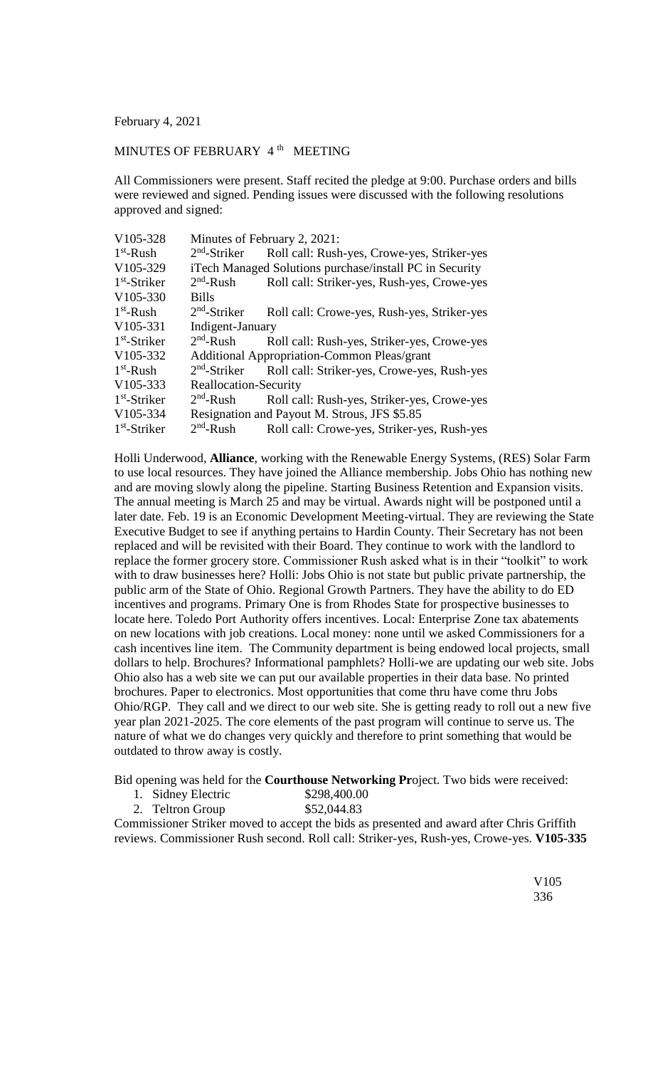February 4, 2021

MINUTES OF FEBRUARY 4th MEETING

All Commissioners were present. Staff recited the pledge at 9:00. Purchase orders and bills were reviewed and signed. Pending issues were discussed with the following resolutions approved and signed:

| | | |
|---|---|---|
| V105-328 | Minutes of February 2, 2021: | |
| 1st-Rush | 2nd-Striker | Roll call: Rush-yes, Crowe-yes, Striker-yes |
| V105-329 | iTech Managed Solutions purchase/install PC in Security | |
| 1st-Striker | 2nd-Rush | Roll call: Striker-yes, Rush-yes, Crowe-yes |
| V105-330 | Bills | |
| 1st-Rush | 2nd-Striker | Roll call: Crowe-yes, Rush-yes, Striker-yes |
| V105-331 | Indigent-January | |
| 1st-Striker | 2nd-Rush | Roll call: Rush-yes, Striker-yes, Crowe-yes |
| V105-332 | Additional Appropriation-Common Pleas/grant | |
| 1st-Rush | 2nd-Striker | Roll call: Striker-yes, Crowe-yes, Rush-yes |
| V105-333 | Reallocation-Security | |
| 1st-Striker | 2nd-Rush | Roll call: Rush-yes, Striker-yes, Crowe-yes |
| V105-334 | Resignation and Payout M. Strous, JFS $5.85 | |
| 1st-Striker | 2nd-Rush | Roll call: Crowe-yes, Striker-yes, Rush-yes |

Holli Underwood, **Alliance**, working with the Renewable Energy Systems, (RES) Solar Farm to use local resources. They have joined the Alliance membership. Jobs Ohio has nothing new and are moving slowly along the pipeline. Starting Business Retention and Expansion visits. The annual meeting is March 25 and may be virtual. Awards night will be postponed until a later date. Feb. 19 is an Economic Development Meeting-virtual. They are reviewing the State Executive Budget to see if anything pertains to Hardin County. Their Secretary has not been replaced and will be revisited with their Board. They continue to work with the landlord to replace the former grocery store. Commissioner Rush asked what is in their "toolkit" to work with to draw businesses here? Holli: Jobs Ohio is not state but public private partnership, the public arm of the State of Ohio. Regional Growth Partners. They have the ability to do ED incentives and programs. Primary One is from Rhodes State for prospective businesses to locate here. Toledo Port Authority offers incentives. Local: Enterprise Zone tax abatements on new locations with job creations. Local money: none until we asked Commissioners for a cash incentives line item. The Community department is being endowed local projects, small dollars to help. Brochures? Informational pamphlets? Holli-we are updating our web site. Jobs Ohio also has a web site we can put our available properties in their data base. No printed brochures. Paper to electronics. Most opportunities that come thru have come thru Jobs Ohio/RGP. They call and we direct to our web site. She is getting ready to roll out a new five year plan 2021-2025. The core elements of the past program will continue to serve us. The nature of what we do changes very quickly and therefore to print something that would be outdated to throw away is costly.

Bid opening was held for the **Courthouse Networking Pr**oject. Two bids were received:

1. Sidney Electric $298,400.00
2. Teltron Group $52,044.83

Commissioner Striker moved to accept the bids as presented and award after Chris Griffith reviews. Commissioner Rush second. Roll call: Striker-yes, Rush-yes, Crowe-yes. **V105-335**

V105
336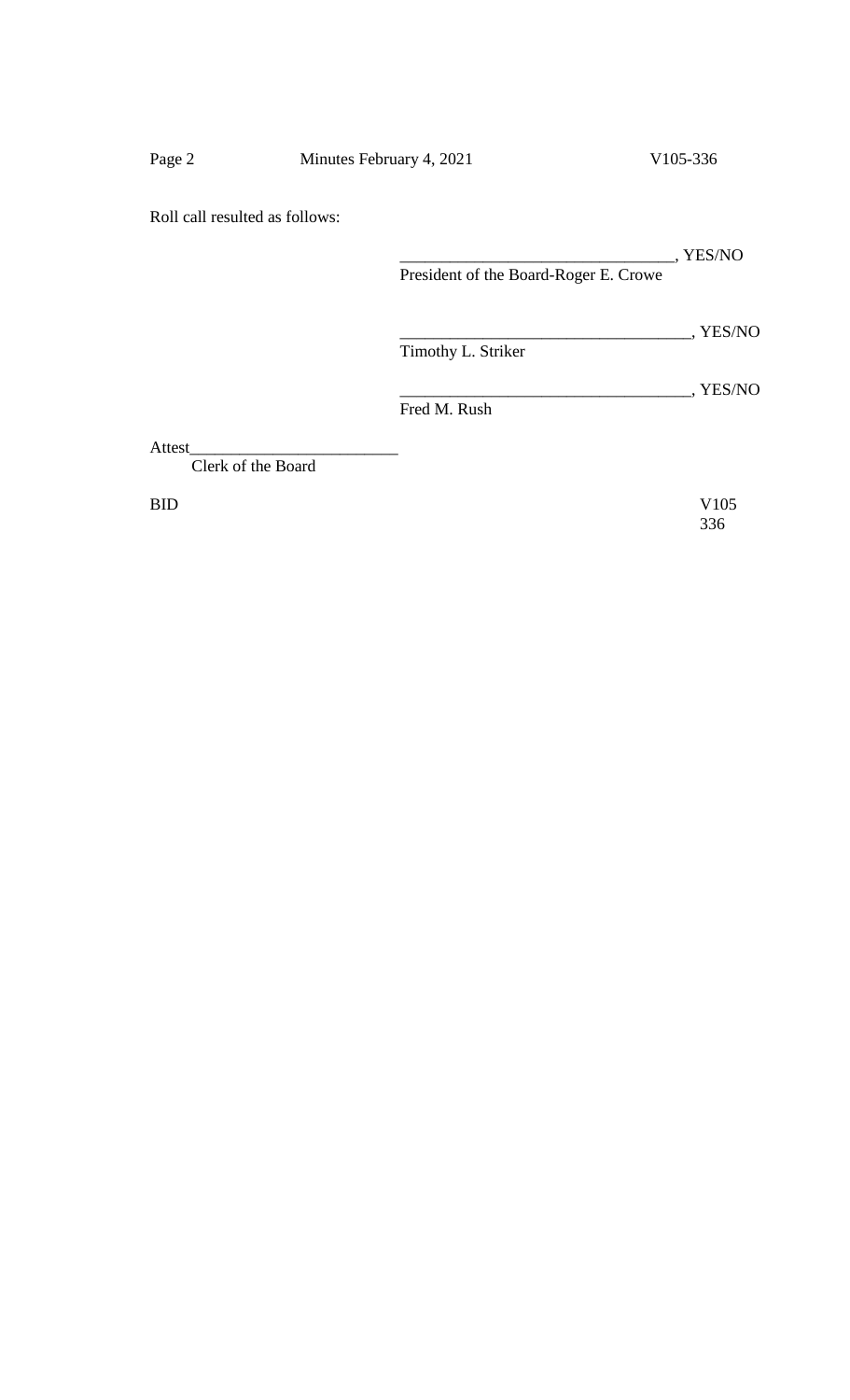Roll call resulted as follows:

_________________________________, YES/NO
President of the Board-Roger E. Crowe

___________________________________, YES/NO
Timothy L. Striker

___________________________________, YES/NO
Fred M. Rush

Attest_________________________
Clerk of the Board

BID

V105
336